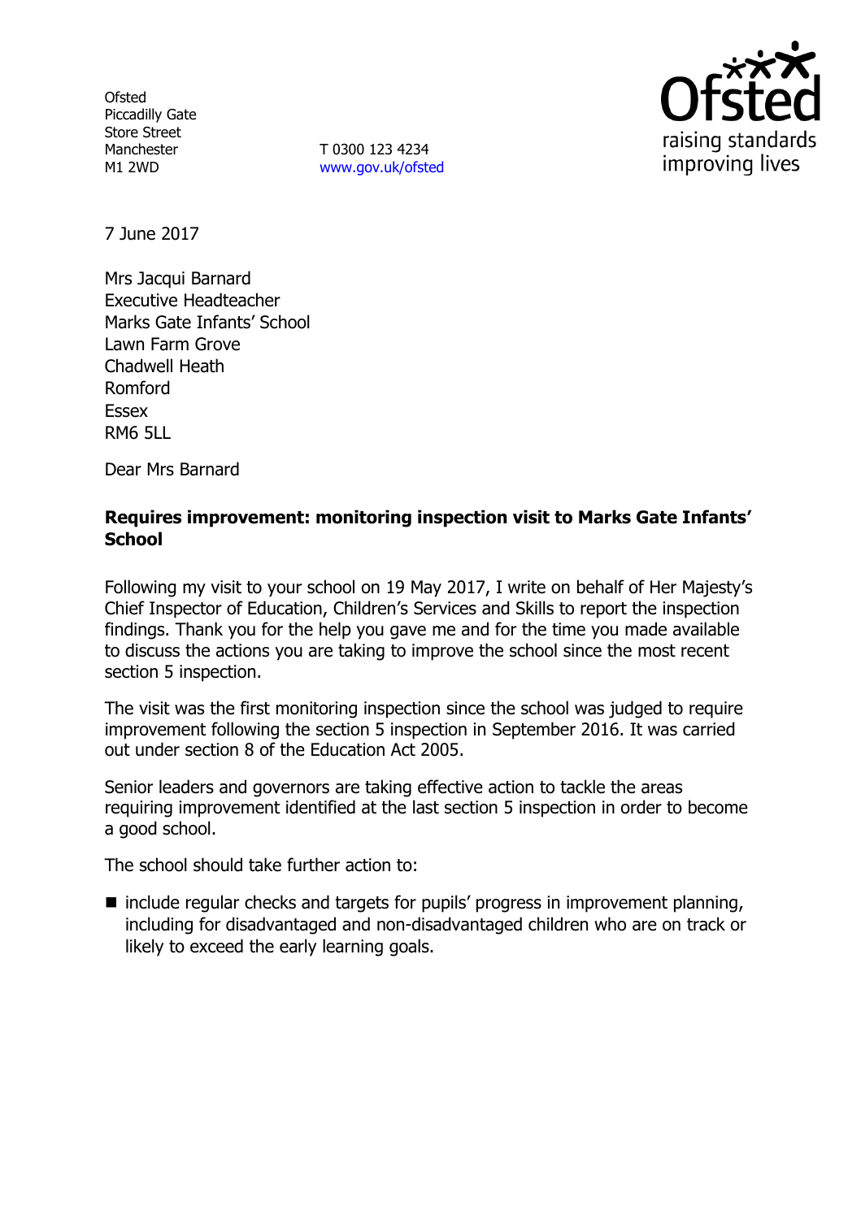Ofsted
Piccadilly Gate
Store Street
Manchester
M1 2WD

T 0300 123 4234
www.gov.uk/ofsted

7 June 2017

Mrs Jacqui Barnard
Executive Headteacher
Marks Gate Infants' School
Lawn Farm Grove
Chadwell Heath
Romford
Essex
RM6 5LL

Dear Mrs Barnard

**Requires improvement: monitoring inspection visit to Marks Gate Infants' School**

Following my visit to your school on 19 May 2017, I write on behalf of Her Majesty's Chief Inspector of Education, Children's Services and Skills to report the inspection findings. Thank you for the help you gave me and for the time you made available to discuss the actions you are taking to improve the school since the most recent section 5 inspection.

The visit was the first monitoring inspection since the school was judged to require improvement following the section 5 inspection in September 2016. It was carried out under section 8 of the Education Act 2005.

Senior leaders and governors are taking effective action to tackle the areas requiring improvement identified at the last section 5 inspection in order to become a good school.

The school should take further action to:

- include regular checks and targets for pupils' progress in improvement planning, including for disadvantaged and non-disadvantaged children who are on track or likely to exceed the early learning goals.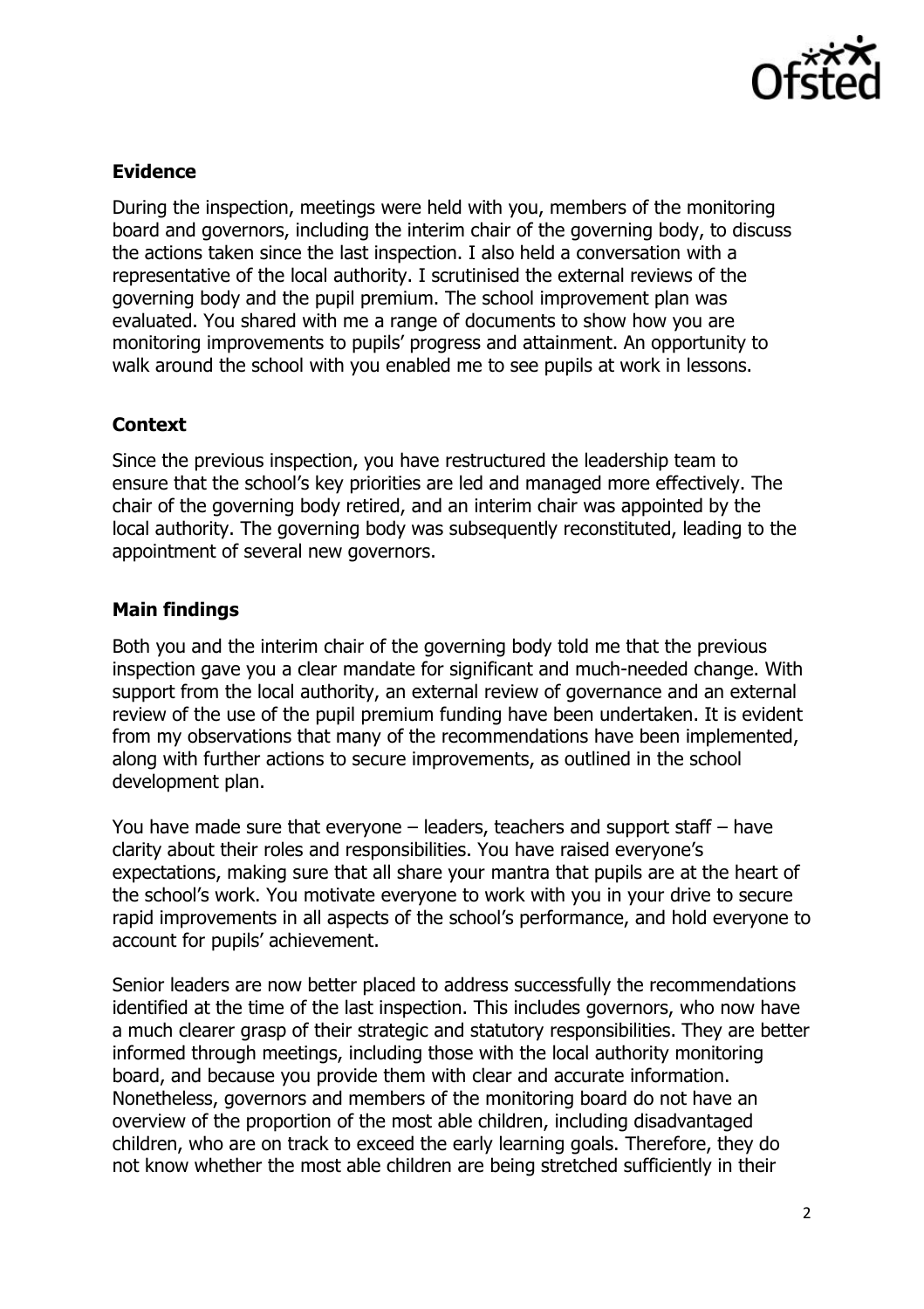## Evidence

During the inspection, meetings were held with you, members of the monitoring board and governors, including the interim chair of the governing body, to discuss the actions taken since the last inspection. I also held a conversation with a representative of the local authority. I scrutinised the external reviews of the governing body and the pupil premium. The school improvement plan was evaluated. You shared with me a range of documents to show how you are monitoring improvements to pupils' progress and attainment. An opportunity to walk around the school with you enabled me to see pupils at work in lessons.

## Context

Since the previous inspection, you have restructured the leadership team to ensure that the school's key priorities are led and managed more effectively. The chair of the governing body retired, and an interim chair was appointed by the local authority. The governing body was subsequently reconstituted, leading to the appointment of several new governors.

## Main findings

Both you and the interim chair of the governing body told me that the previous inspection gave you a clear mandate for significant and much-needed change. With support from the local authority, an external review of governance and an external review of the use of the pupil premium funding have been undertaken. It is evident from my observations that many of the recommendations have been implemented, along with further actions to secure improvements, as outlined in the school development plan.

You have made sure that everyone – leaders, teachers and support staff – have clarity about their roles and responsibilities. You have raised everyone's expectations, making sure that all share your mantra that pupils are at the heart of the school's work. You motivate everyone to work with you in your drive to secure rapid improvements in all aspects of the school's performance, and hold everyone to account for pupils' achievement.

Senior leaders are now better placed to address successfully the recommendations identified at the time of the last inspection. This includes governors, who now have a much clearer grasp of their strategic and statutory responsibilities. They are better informed through meetings, including those with the local authority monitoring board, and because you provide them with clear and accurate information. Nonetheless, governors and members of the monitoring board do not have an overview of the proportion of the most able children, including disadvantaged children, who are on track to exceed the early learning goals. Therefore, they do not know whether the most able children are being stretched sufficiently in their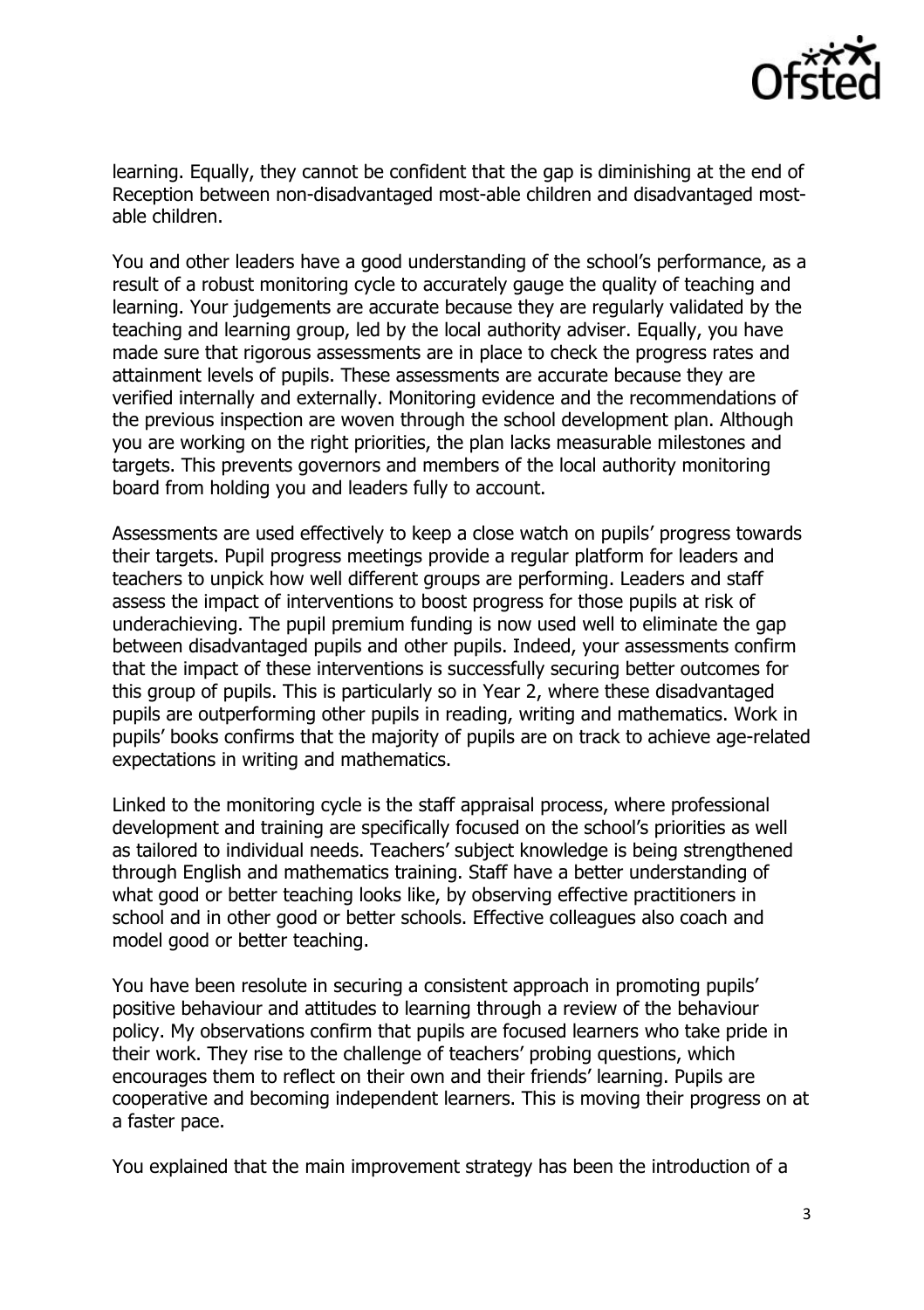learning. Equally, they cannot be confident that the gap is diminishing at the end of Reception between non-disadvantaged most-able children and disadvantaged most-able children.

You and other leaders have a good understanding of the school's performance, as a result of a robust monitoring cycle to accurately gauge the quality of teaching and learning. Your judgements are accurate because they are regularly validated by the teaching and learning group, led by the local authority adviser. Equally, you have made sure that rigorous assessments are in place to check the progress rates and attainment levels of pupils. These assessments are accurate because they are verified internally and externally. Monitoring evidence and the recommendations of the previous inspection are woven through the school development plan. Although you are working on the right priorities, the plan lacks measurable milestones and targets. This prevents governors and members of the local authority monitoring board from holding you and leaders fully to account.

Assessments are used effectively to keep a close watch on pupils' progress towards their targets. Pupil progress meetings provide a regular platform for leaders and teachers to unpick how well different groups are performing. Leaders and staff assess the impact of interventions to boost progress for those pupils at risk of underachieving. The pupil premium funding is now used well to eliminate the gap between disadvantaged pupils and other pupils. Indeed, your assessments confirm that the impact of these interventions is successfully securing better outcomes for this group of pupils. This is particularly so in Year 2, where these disadvantaged pupils are outperforming other pupils in reading, writing and mathematics. Work in pupils' books confirms that the majority of pupils are on track to achieve age-related expectations in writing and mathematics.

Linked to the monitoring cycle is the staff appraisal process, where professional development and training are specifically focused on the school's priorities as well as tailored to individual needs. Teachers' subject knowledge is being strengthened through English and mathematics training. Staff have a better understanding of what good or better teaching looks like, by observing effective practitioners in school and in other good or better schools. Effective colleagues also coach and model good or better teaching.

You have been resolute in securing a consistent approach in promoting pupils' positive behaviour and attitudes to learning through a review of the behaviour policy. My observations confirm that pupils are focused learners who take pride in their work. They rise to the challenge of teachers' probing questions, which encourages them to reflect on their own and their friends' learning. Pupils are cooperative and becoming independent learners. This is moving their progress on at a faster pace.

You explained that the main improvement strategy has been the introduction of a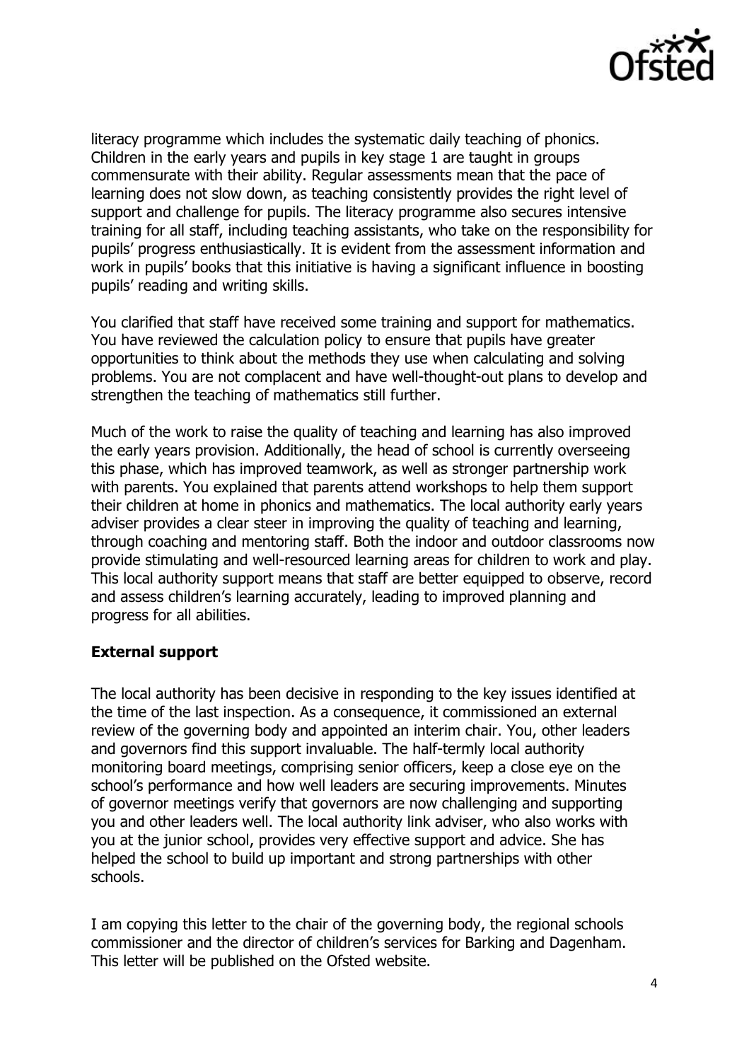literacy programme which includes the systematic daily teaching of phonics. Children in the early years and pupils in key stage 1 are taught in groups commensurate with their ability. Regular assessments mean that the pace of learning does not slow down, as teaching consistently provides the right level of support and challenge for pupils. The literacy programme also secures intensive training for all staff, including teaching assistants, who take on the responsibility for pupils' progress enthusiastically. It is evident from the assessment information and work in pupils' books that this initiative is having a significant influence in boosting pupils' reading and writing skills.

You clarified that staff have received some training and support for mathematics. You have reviewed the calculation policy to ensure that pupils have greater opportunities to think about the methods they use when calculating and solving problems. You are not complacent and have well-thought-out plans to develop and strengthen the teaching of mathematics still further.

Much of the work to raise the quality of teaching and learning has also improved the early years provision. Additionally, the head of school is currently overseeing this phase, which has improved teamwork, as well as stronger partnership work with parents. You explained that parents attend workshops to help them support their children at home in phonics and mathematics. The local authority early years adviser provides a clear steer in improving the quality of teaching and learning, through coaching and mentoring staff. Both the indoor and outdoor classrooms now provide stimulating and well-resourced learning areas for children to work and play. This local authority support means that staff are better equipped to observe, record and assess children's learning accurately, leading to improved planning and progress for all abilities.

**External support**

The local authority has been decisive in responding to the key issues identified at the time of the last inspection. As a consequence, it commissioned an external review of the governing body and appointed an interim chair. You, other leaders and governors find this support invaluable. The half-termly local authority monitoring board meetings, comprising senior officers, keep a close eye on the school's performance and how well leaders are securing improvements. Minutes of governor meetings verify that governors are now challenging and supporting you and other leaders well. The local authority link adviser, who also works with you at the junior school, provides very effective support and advice. She has helped the school to build up important and strong partnerships with other schools.

I am copying this letter to the chair of the governing body, the regional schools commissioner and the director of children's services for Barking and Dagenham. This letter will be published on the Ofsted website.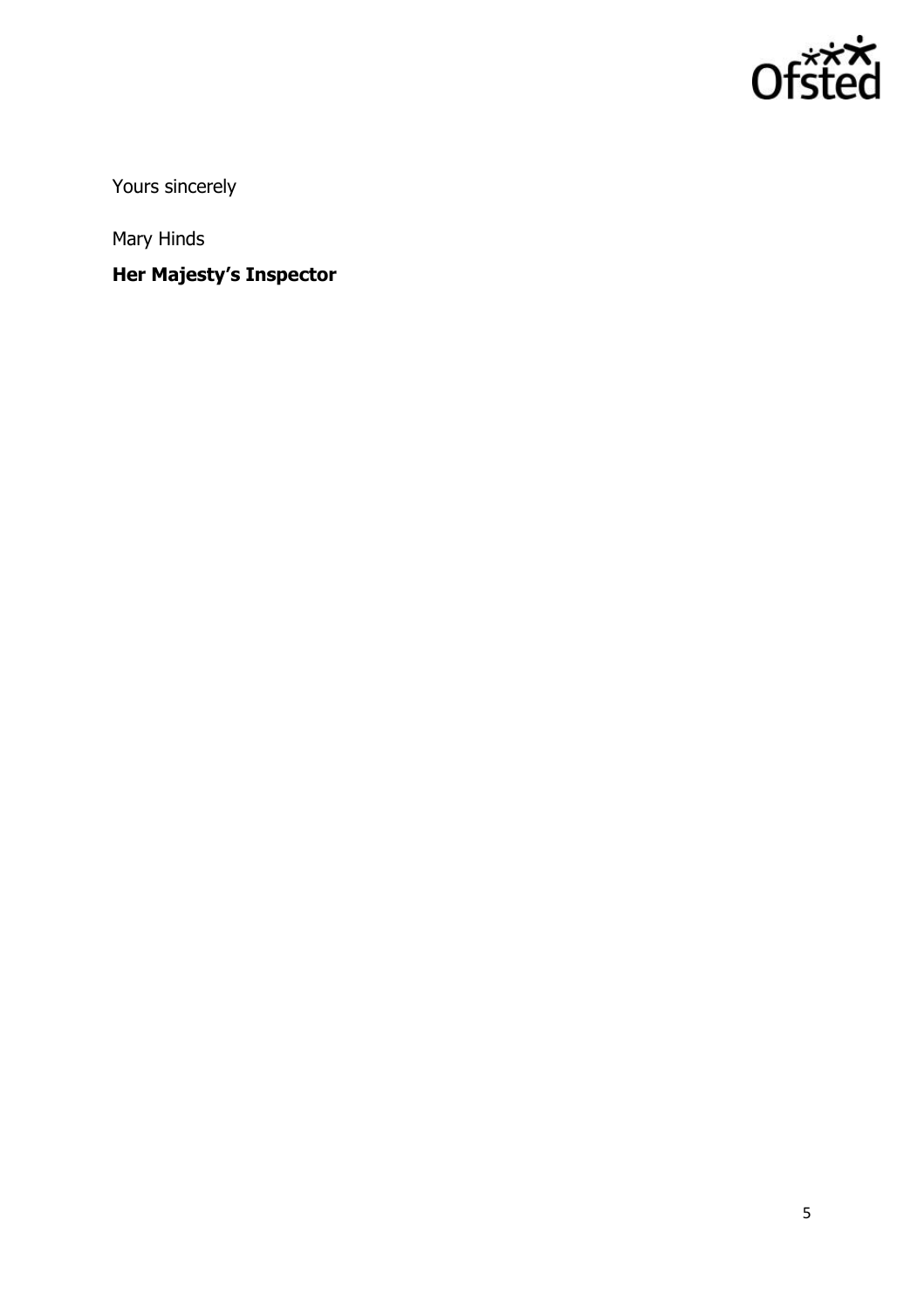Yours sincerely

Mary Hinds

**Her Majesty's Inspector**